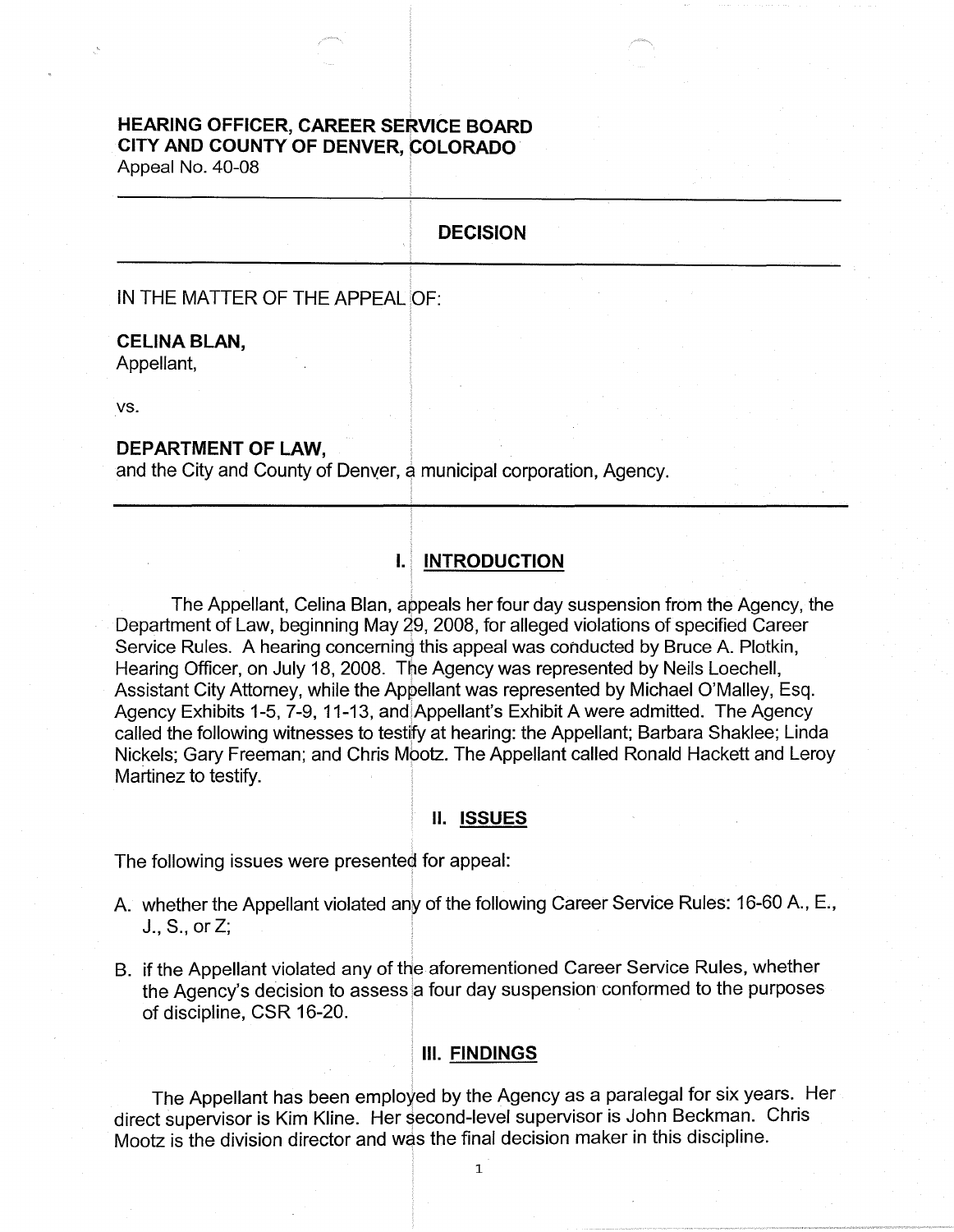**HEARING OFFICER, CAREER SERVICE BOARD**
**CITY AND COUNTY OF DENVER, COLORADO**
Appeal No. 40-08

---

## DECISION

---

IN THE MATTER OF THE APPEAL OF:

**CELINA BLAN,**
Appellant,

vs.

**DEPARTMENT OF LAW,**
and the City and County of Denver, a municipal corporation, Agency.

---

## I. INTRODUCTION

The Appellant, Celina Blan, appeals her four day suspension from the Agency, the Department of Law, beginning May 29, 2008, for alleged violations of specified Career Service Rules. A hearing concerning this appeal was conducted by Bruce A. Plotkin, Hearing Officer, on July 18, 2008. The Agency was represented by Neils Loechell, Assistant City Attorney, while the Appellant was represented by Michael O'Malley, Esq. Agency Exhibits 1-5, 7-9, 11-13, and Appellant's Exhibit A were admitted. The Agency called the following witnesses to testify at hearing: the Appellant; Barbara Shaklee; Linda Nickels; Gary Freeman; and Chris Mootz. The Appellant called Ronald Hackett and Leroy Martinez to testify.

## II. ISSUES

The following issues were presented for appeal:

A. whether the Appellant violated any of the following Career Service Rules: 16-60 A., E., J., S., or Z;

B. if the Appellant violated any of the aforementioned Career Service Rules, whether the Agency's decision to assess a four day suspension conformed to the purposes of discipline, CSR 16-20.

## III. FINDINGS

The Appellant has been employed by the Agency as a paralegal for six years. Her direct supervisor is Kim Kline. Her second-level supervisor is John Beckman. Chris Mootz is the division director and was the final decision maker in this discipline.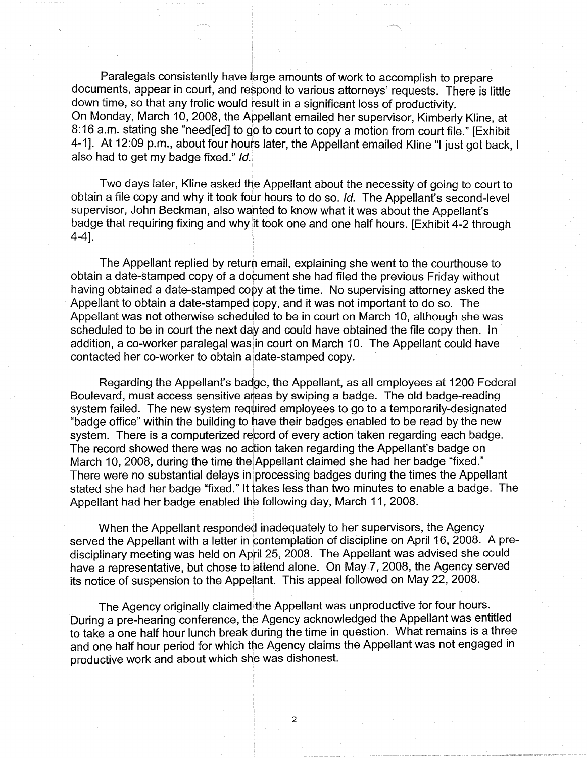Paralegals consistently have large amounts of work to accomplish to prepare documents, appear in court, and respond to various attorneys' requests. There is little down time, so that any frolic would result in a significant loss of productivity. On Monday, March 10, 2008, the Appellant emailed her supervisor, Kimberly Kline, at 8:16 a.m. stating she "need[ed] to go to court to copy a motion from court file." [Exhibit 4-1]. At 12:09 p.m., about four hours later, the Appellant emailed Kline "I just got back, I also had to get my badge fixed." *Id.*

Two days later, Kline asked the Appellant about the necessity of going to court to obtain a file copy and why it took four hours to do so. *Id.* The Appellant's second-level supervisor, John Beckman, also wanted to know what it was about the Appellant's badge that requiring fixing and why it took one and one half hours. [Exhibit 4-2 through 4-4].

The Appellant replied by return email, explaining she went to the courthouse to obtain a date-stamped copy of a document she had filed the previous Friday without having obtained a date-stamped copy at the time. No supervising attorney asked the Appellant to obtain a date-stamped copy, and it was not important to do so. The Appellant was not otherwise scheduled to be in court on March 10, although she was scheduled to be in court the next day and could have obtained the file copy then. In addition, a co-worker paralegal was in court on March 10. The Appellant could have contacted her co-worker to obtain a date-stamped copy.

Regarding the Appellant's badge, the Appellant, as all employees at 1200 Federal Boulevard, must access sensitive areas by swiping a badge. The old badge-reading system failed. The new system required employees to go to a temporarily-designated "badge office" within the building to have their badges enabled to be read by the new system. There is a computerized record of every action taken regarding each badge. The record showed there was no action taken regarding the Appellant's badge on March 10, 2008, during the time the Appellant claimed she had her badge "fixed." There were no substantial delays in processing badges during the times the Appellant stated she had her badge "fixed." It takes less than two minutes to enable a badge. The Appellant had her badge enabled the following day, March 11, 2008.

When the Appellant responded inadequately to her supervisors, the Agency served the Appellant with a letter in contemplation of discipline on April 16, 2008. A pre-disciplinary meeting was held on April 25, 2008. The Appellant was advised she could have a representative, but chose to attend alone. On May 7, 2008, the Agency served its notice of suspension to the Appellant. This appeal followed on May 22, 2008.

The Agency originally claimed the Appellant was unproductive for four hours. During a pre-hearing conference, the Agency acknowledged the Appellant was entitled to take a one half hour lunch break during the time in question. What remains is a three and one half hour period for which the Agency claims the Appellant was not engaged in productive work and about which she was dishonest.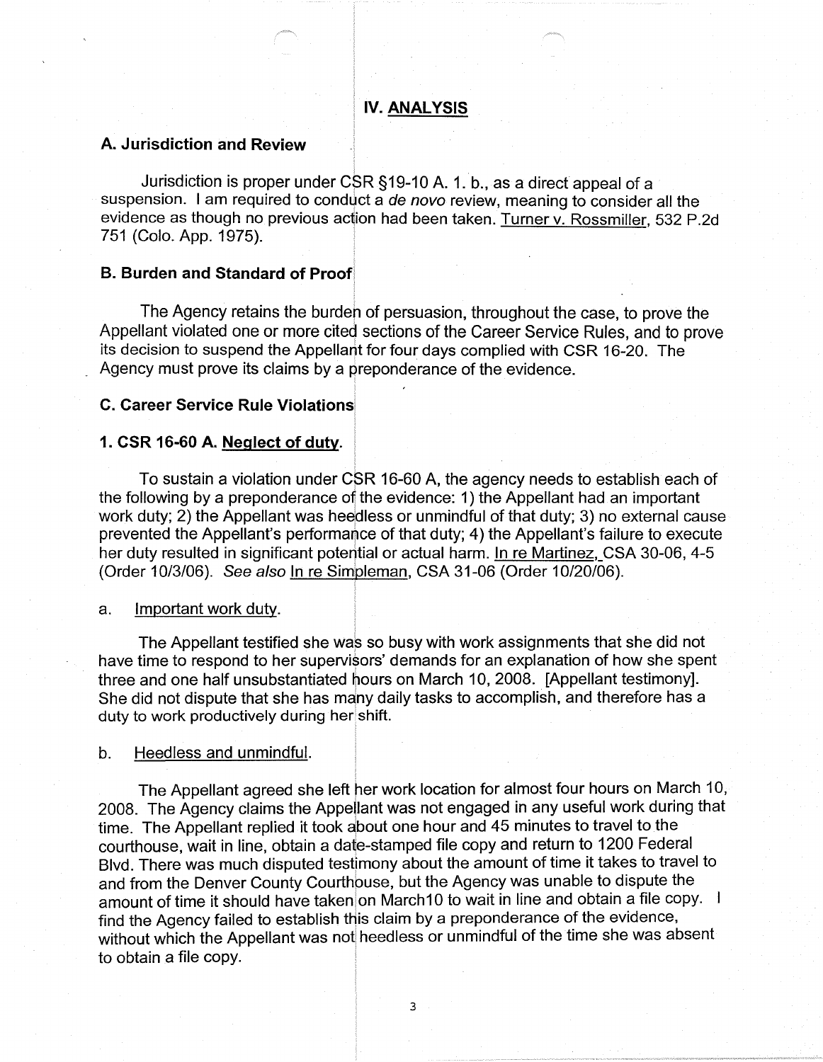## IV. ANALYSIS

### A. Jurisdiction and Review

Jurisdiction is proper under CSR §19-10 A. 1. b., as a direct appeal of a suspension. I am required to conduct a *de novo* review, meaning to consider all the evidence as though no previous action had been taken. Turner v. Rossmiller, 532 P.2d 751 (Colo. App. 1975).

### B. Burden and Standard of Proof

The Agency retains the burden of persuasion, throughout the case, to prove the Appellant violated one or more cited sections of the Career Service Rules, and to prove its decision to suspend the Appellant for four days complied with CSR 16-20. The Agency must prove its claims by a preponderance of the evidence.

### C. Career Service Rule Violations

### 1. CSR 16-60 A. Neglect of duty.

To sustain a violation under CSR 16-60 A, the agency needs to establish each of the following by a preponderance of the evidence: 1) the Appellant had an important work duty; 2) the Appellant was heedless or unmindful of that duty; 3) no external cause prevented the Appellant's performance of that duty; 4) the Appellant's failure to execute her duty resulted in significant potential or actual harm. In re Martinez, CSA 30-06, 4-5 (Order 10/3/06). *See also* In re Simpleman, CSA 31-06 (Order 10/20/06).

a. Important work duty.

The Appellant testified she was so busy with work assignments that she did not have time to respond to her supervisors' demands for an explanation of how she spent three and one half unsubstantiated hours on March 10, 2008. [Appellant testimony]. She did not dispute that she has many daily tasks to accomplish, and therefore has a duty to work productively during her shift.

b. Heedless and unmindful.

The Appellant agreed she left her work location for almost four hours on March 10, 2008. The Agency claims the Appellant was not engaged in any useful work during that time. The Appellant replied it took about one hour and 45 minutes to travel to the courthouse, wait in line, obtain a date-stamped file copy and return to 1200 Federal Blvd. There was much disputed testimony about the amount of time it takes to travel to and from the Denver County Courthouse, but the Agency was unable to dispute the amount of time it should have taken on March10 to wait in line and obtain a file copy. I find the Agency failed to establish this claim by a preponderance of the evidence, without which the Appellant was not heedless or unmindful of the time she was absent to obtain a file copy.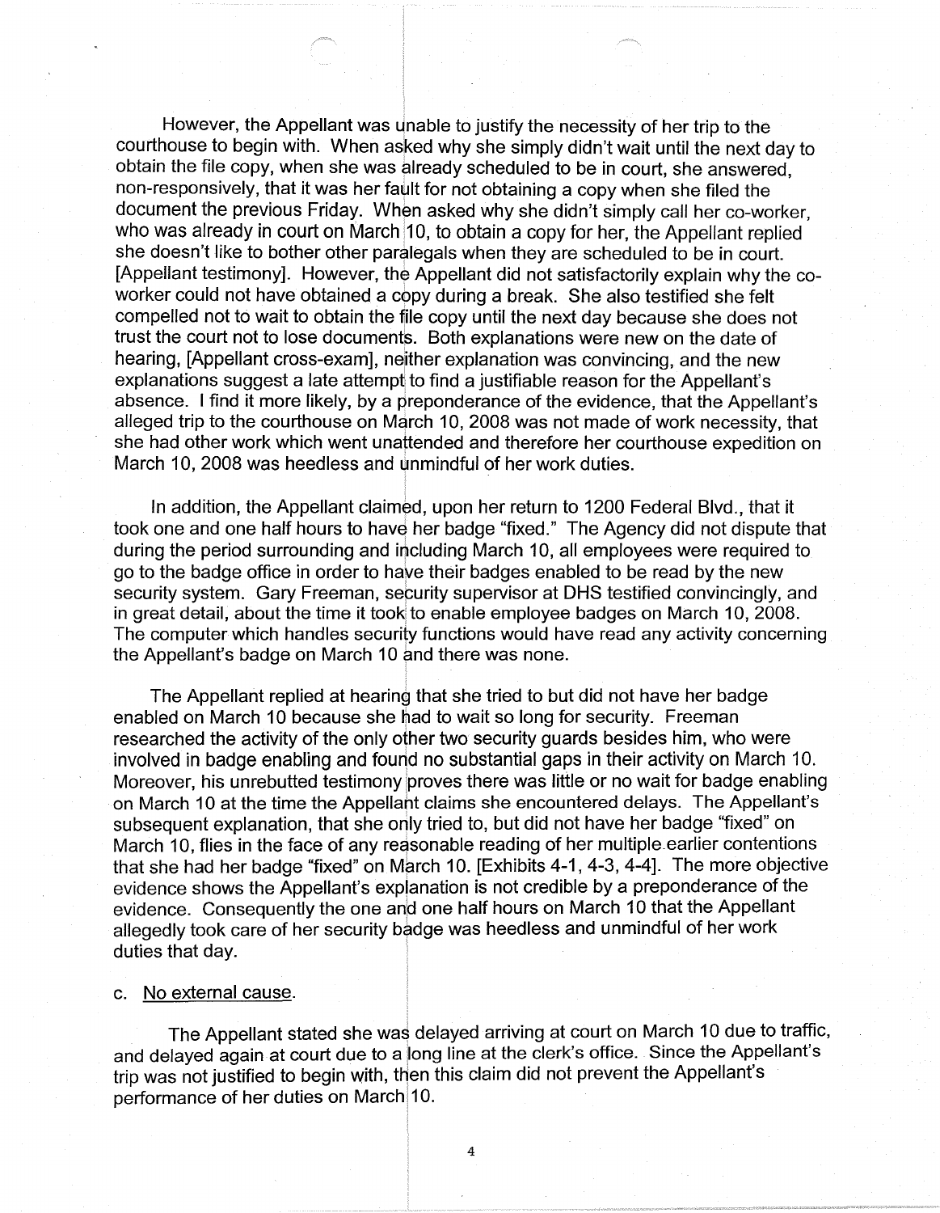However, the Appellant was unable to justify the necessity of her trip to the courthouse to begin with. When asked why she simply didn't wait until the next day to obtain the file copy, when she was already scheduled to be in court, she answered, non-responsively, that it was her fault for not obtaining a copy when she filed the document the previous Friday. When asked why she didn't simply call her co-worker, who was already in court on March 10, to obtain a copy for her, the Appellant replied she doesn't like to bother other paralegals when they are scheduled to be in court. [Appellant testimony]. However, the Appellant did not satisfactorily explain why the co-worker could not have obtained a copy during a break. She also testified she felt compelled not to wait to obtain the file copy until the next day because she does not trust the court not to lose documents. Both explanations were new on the date of hearing, [Appellant cross-exam], neither explanation was convincing, and the new explanations suggest a late attempt to find a justifiable reason for the Appellant's absence. I find it more likely, by a preponderance of the evidence, that the Appellant's alleged trip to the courthouse on March 10, 2008 was not made of work necessity, that she had other work which went unattended and therefore her courthouse expedition on March 10, 2008 was heedless and unmindful of her work duties.

In addition, the Appellant claimed, upon her return to 1200 Federal Blvd., that it took one and one half hours to have her badge "fixed." The Agency did not dispute that during the period surrounding and including March 10, all employees were required to go to the badge office in order to have their badges enabled to be read by the new security system. Gary Freeman, security supervisor at DHS testified convincingly, and in great detail, about the time it took to enable employee badges on March 10, 2008. The computer which handles security functions would have read any activity concerning the Appellant's badge on March 10 and there was none.

The Appellant replied at hearing that she tried to but did not have her badge enabled on March 10 because she had to wait so long for security. Freeman researched the activity of the only other two security guards besides him, who were involved in badge enabling and found no substantial gaps in their activity on March 10. Moreover, his unrebutted testimony proves there was little or no wait for badge enabling on March 10 at the time the Appellant claims she encountered delays. The Appellant's subsequent explanation, that she only tried to, but did not have her badge "fixed" on March 10, flies in the face of any reasonable reading of her multiple earlier contentions that she had her badge "fixed" on March 10. [Exhibits 4-1, 4-3, 4-4]. The more objective evidence shows the Appellant's explanation is not credible by a preponderance of the evidence. Consequently the one and one half hours on March 10 that the Appellant allegedly took care of her security badge was heedless and unmindful of her work duties that day.

c. No external cause.

The Appellant stated she was delayed arriving at court on March 10 due to traffic, and delayed again at court due to a long line at the clerk's office. Since the Appellant's trip was not justified to begin with, then this claim did not prevent the Appellant's performance of her duties on March 10.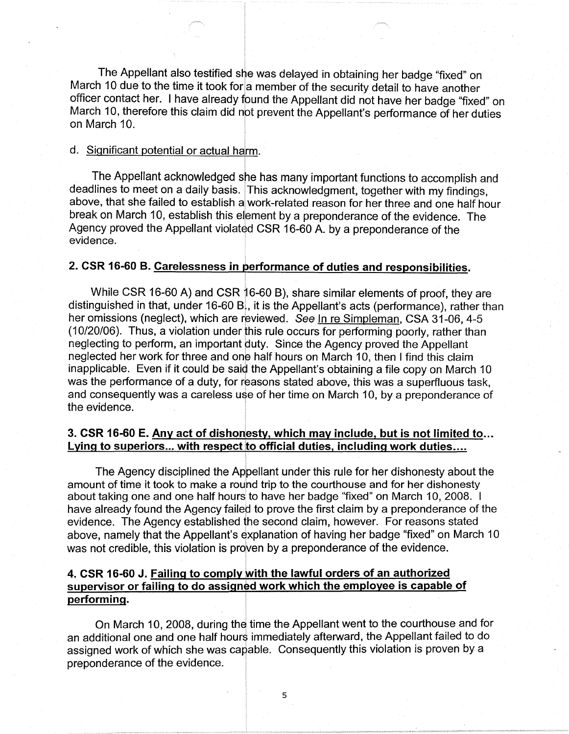The Appellant also testified she was delayed in obtaining her badge "fixed" on March 10 due to the time it took for a member of the security detail to have another officer contact her. I have already found the Appellant did not have her badge "fixed" on March 10, therefore this claim did not prevent the Appellant's performance of her duties on March 10.

d. <u>Significant potential or actual harm</u>.

The Appellant acknowledged she has many important functions to accomplish and deadlines to meet on a daily basis. This acknowledgment, together with my findings, above, that she failed to establish a work-related reason for her three and one half hour break on March 10, establish this element by a preponderance of the evidence. The Agency proved the Appellant violated CSR 16-60 A. by a preponderance of the evidence.

## 2. CSR 16-60 B. <u>Carelessness in performance of duties and responsibilities</u>.

While CSR 16-60 A) and CSR 16-60 B), share similar elements of proof, they are distinguished in that, under 16-60 B., it is the Appellant's acts (performance), rather than her omissions (neglect), which are reviewed. *See* <u>In re Simpleman</u>, CSA 31-06, 4-5 (10/20/06). Thus, a violation under this rule occurs for performing poorly, rather than neglecting to perform, an important duty. Since the Agency proved the Appellant neglected her work for three and one half hours on March 10, then I find this claim inapplicable. Even if it could be said the Appellant's obtaining a file copy on March 10 was the performance of a duty, for reasons stated above, this was a superfluous task, and consequently was a careless use of her time on March 10, by a preponderance of the evidence.

## 3. CSR 16-60 E. <u>Any act of dishonesty, which may include, but is not limited to... Lying to superiors... with respect to official duties, including work duties....</u>

The Agency disciplined the Appellant under this rule for her dishonesty about the amount of time it took to make a round trip to the courthouse and for her dishonesty about taking one and one half hours to have her badge "fixed" on March 10, 2008. I have already found the Agency failed to prove the first claim by a preponderance of the evidence. The Agency established the second claim, however. For reasons stated above, namely that the Appellant's explanation of having her badge "fixed" on March 10 was not credible, this violation is proven by a preponderance of the evidence.

## 4. CSR 16-60 J. <u>Failing to comply with the lawful orders of an authorized supervisor or failing to do assigned work which the employee is capable of performing</u>.

On March 10, 2008, during the time the Appellant went to the courthouse and for an additional one and one half hours immediately afterward, the Appellant failed to do assigned work of which she was capable. Consequently this violation is proven by a preponderance of the evidence.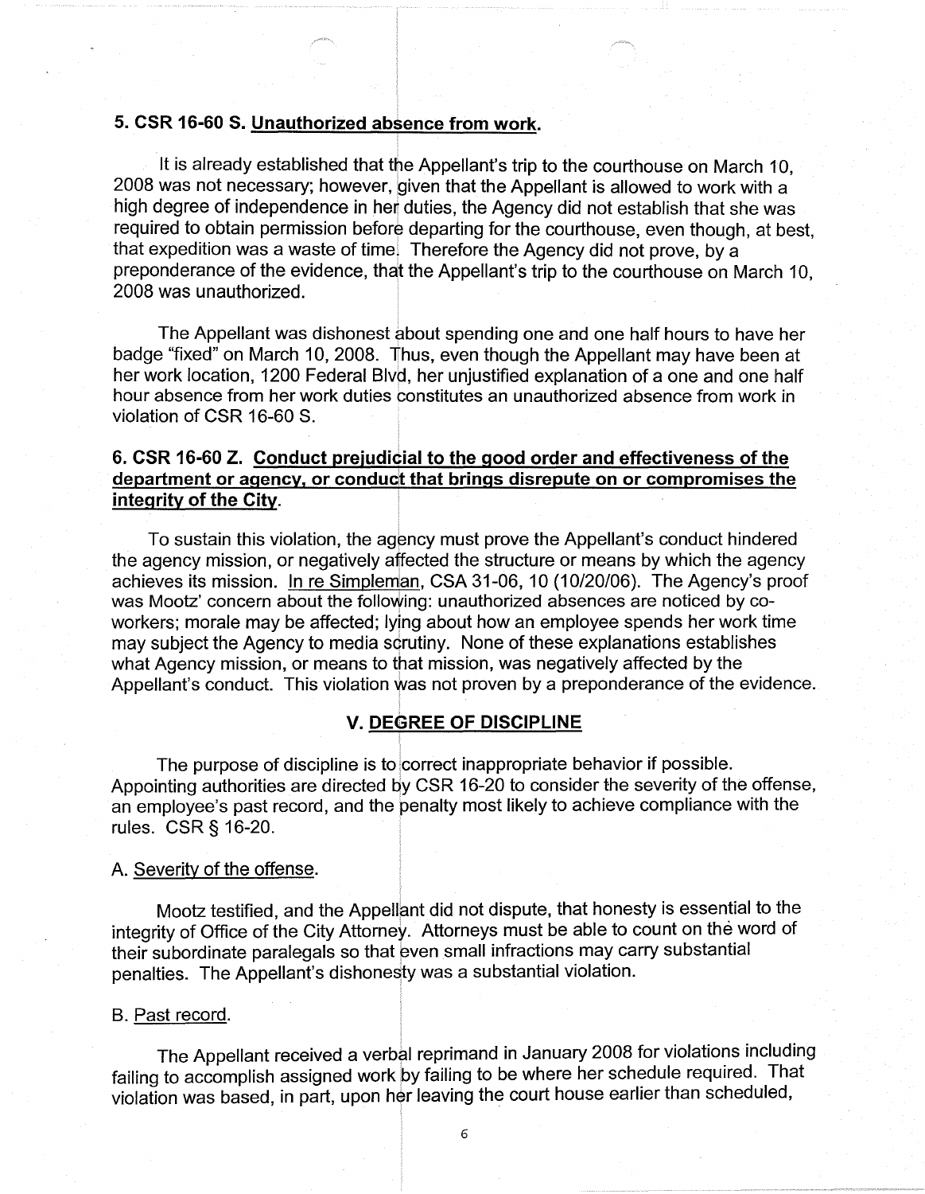### 5. CSR 16-60 S. Unauthorized absence from work.

It is already established that the Appellant's trip to the courthouse on March 10, 2008 was not necessary; however, given that the Appellant is allowed to work with a high degree of independence in her duties, the Agency did not establish that she was required to obtain permission before departing for the courthouse, even though, at best, that expedition was a waste of time. Therefore the Agency did not prove, by a preponderance of the evidence, that the Appellant's trip to the courthouse on March 10, 2008 was unauthorized.

The Appellant was dishonest about spending one and one half hours to have her badge "fixed" on March 10, 2008. Thus, even though the Appellant may have been at her work location, 1200 Federal Blvd, her unjustified explanation of a one and one half hour absence from her work duties constitutes an unauthorized absence from work in violation of CSR 16-60 S.

### 6. CSR 16-60 Z. Conduct prejudicial to the good order and effectiveness of the department or agency, or conduct that brings disrepute on or compromises the integrity of the City.

To sustain this violation, the agency must prove the Appellant's conduct hindered the agency mission, or negatively affected the structure or means by which the agency achieves its mission. In re Simpleman, CSA 31-06, 10 (10/20/06). The Agency's proof was Mootz' concern about the following: unauthorized absences are noticed by co-workers; morale may be affected; lying about how an employee spends her work time may subject the Agency to media scrutiny. None of these explanations establishes what Agency mission, or means to that mission, was negatively affected by the Appellant's conduct. This violation was not proven by a preponderance of the evidence.

## V. DEGREE OF DISCIPLINE

The purpose of discipline is to correct inappropriate behavior if possible. Appointing authorities are directed by CSR 16-20 to consider the severity of the offense, an employee's past record, and the penalty most likely to achieve compliance with the rules. CSR § 16-20.

A. Severity of the offense.

Mootz testified, and the Appellant did not dispute, that honesty is essential to the integrity of Office of the City Attorney. Attorneys must be able to count on the word of their subordinate paralegals so that even small infractions may carry substantial penalties. The Appellant's dishonesty was a substantial violation.

B. Past record.

The Appellant received a verbal reprimand in January 2008 for violations including failing to accomplish assigned work by failing to be where her schedule required. That violation was based, in part, upon her leaving the court house earlier than scheduled,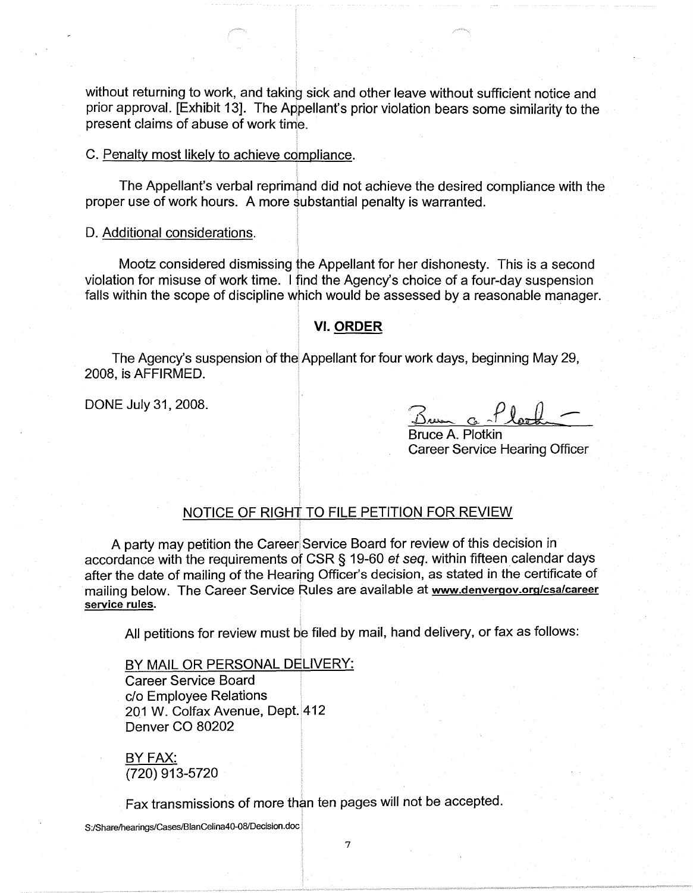without returning to work, and taking sick and other leave without sufficient notice and prior approval. [Exhibit 13]. The Appellant's prior violation bears some similarity to the present claims of abuse of work time.

C. Penalty most likely to achieve compliance.

The Appellant's verbal reprimand did not achieve the desired compliance with the proper use of work hours. A more substantial penalty is warranted.

D. Additional considerations.

Mootz considered dismissing the Appellant for her dishonesty. This is a second violation for misuse of work time. I find the Agency's choice of a four-day suspension falls within the scope of discipline which would be assessed by a reasonable manager.

## VI. ORDER

The Agency's suspension of the Appellant for four work days, beginning May 29, 2008, is AFFIRMED.

DONE July 31, 2008.

Bruce A. Plotkin
Career Service Hearing Officer

## NOTICE OF RIGHT TO FILE PETITION FOR REVIEW

A party may petition the Career Service Board for review of this decision in accordance with the requirements of CSR § 19-60 *et seq*. within fifteen calendar days after the date of mailing of the Hearing Officer's decision, as stated in the certificate of mailing below. The Career Service Rules are available at **www.denvergov.org/csa/career service rules.**

All petitions for review must be filed by mail, hand delivery, or fax as follows:

BY MAIL OR PERSONAL DELIVERY:
Career Service Board
c/o Employee Relations
201 W. Colfax Avenue, Dept. 412
Denver CO 80202

BY FAX:
(720) 913-5720

Fax transmissions of more than ten pages will not be accepted.

S:/Share/hearings/Cases/BlanCelina40-08/Decision.doc